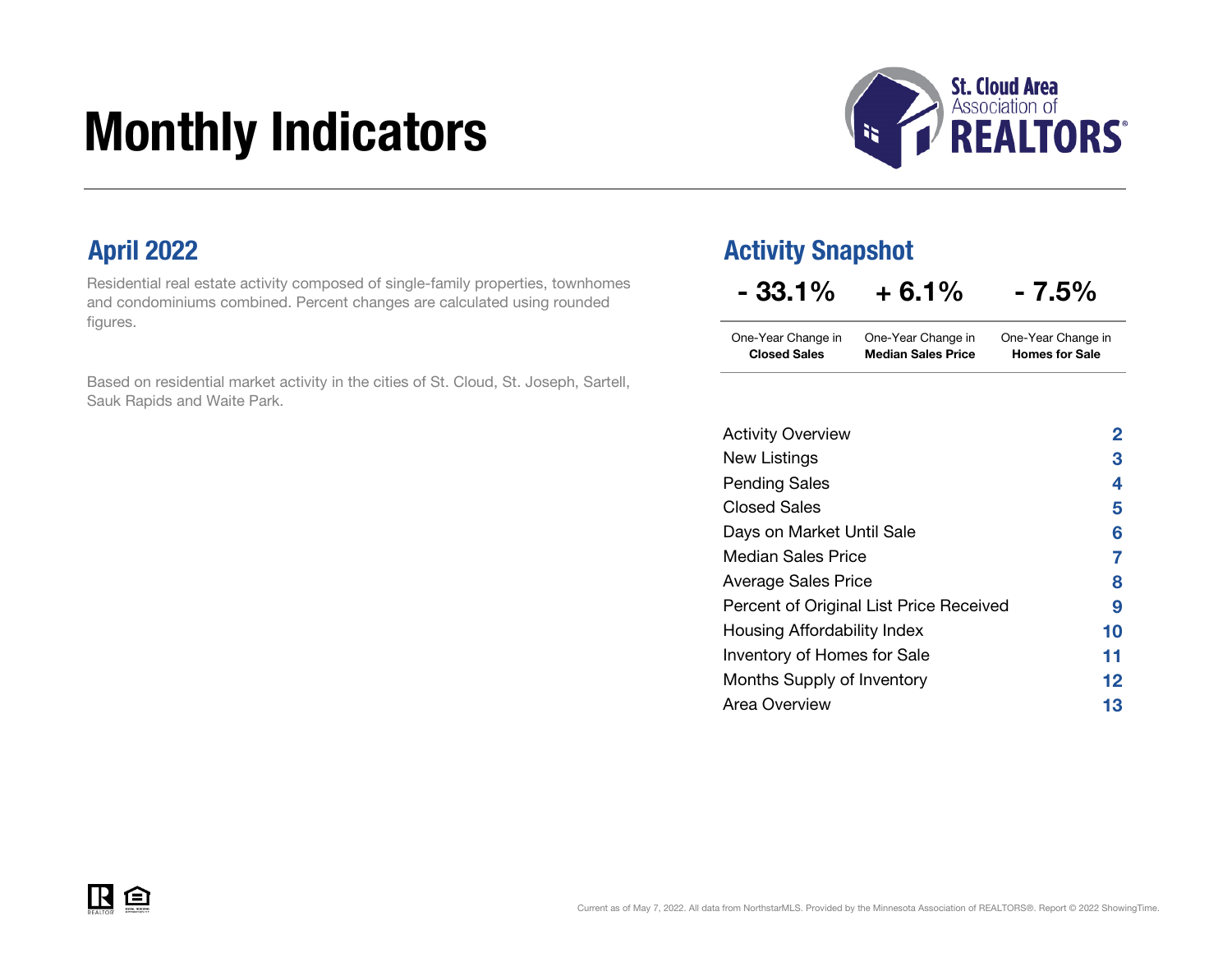# Monthly Indicators

St. Cloud Area Association of REALTORS®

## April 2022

Residential real estate activity composed of single-family properties, townhomes and condominiums combined. Percent changes are calculated using rounded figures.

Based on residential market activity in the cities of St. Cloud, St. Joseph, Sartell, Sauk Rapids and Waite Park.

## Activity Snapshot

| - 33.1% | + 6.1% | - 7.5% |
|---|---|---|
| One-Year Change in **Closed Sales** | One-Year Change in **Median Sales Price** | One-Year Change in **Homes for Sale** |

| | |
|---|---|
| Activity Overview | 2 |
| New Listings | 3 |
| Pending Sales | 4 |
| Closed Sales | 5 |
| Days on Market Until Sale | 6 |
| Median Sales Price | 7 |
| Average Sales Price | 8 |
| Percent of Original List Price Received | 9 |
| Housing Affordability Index | 10 |
| Inventory of Homes for Sale | 11 |
| Months Supply of Inventory | 12 |
| Area Overview | 13 |

Current as of May 7, 2022. All data from NorthstarMLS. Provided by the Minnesota Association of REALTORS®. Report © 2022 ShowingTime.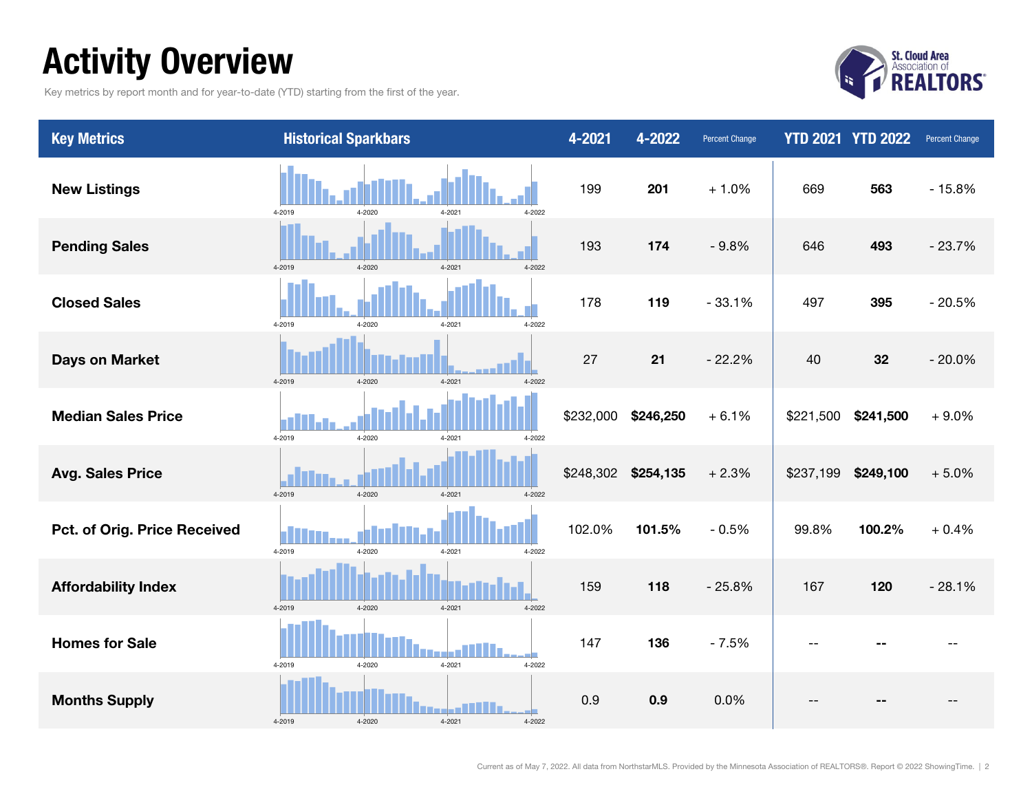# Activity Overview

Key metrics by report month and for year-to-date (YTD) starting from the first of the year.

| Key Metrics | Historical Sparkbars | 4-2021 | 4-2022 | Percent Change | YTD 2021 | YTD 2022 | Percent Change |
|---|---|---|---|---|---|---|---|
| New Listings | 4-2019 4-2020 4-2021 4-2022 | 199 | **201** | + 1.0% | 669 | **563** | - 15.8% |
| Pending Sales | 4-2019 4-2020 4-2021 4-2022 | 193 | **174** | - 9.8% | 646 | **493** | - 23.7% |
| Closed Sales | 4-2019 4-2020 4-2021 4-2022 | 178 | **119** | - 33.1% | 497 | **395** | - 20.5% |
| Days on Market | 4-2019 4-2020 4-2021 4-2022 | 27 | **21** | - 22.2% | 40 | **32** | - 20.0% |
| Median Sales Price | 4-2019 4-2020 4-2021 4-2022 | $232,000 | **$246,250** | + 6.1% | $221,500 | **$241,500** | + 9.0% |
| Avg. Sales Price | 4-2019 4-2020 4-2021 4-2022 | $248,302 | **$254,135** | + 2.3% | $237,199 | **$249,100** | + 5.0% |
| Pct. of Orig. Price Received | 4-2019 4-2020 4-2021 4-2022 | 102.0% | **101.5%** | - 0.5% | 99.8% | **100.2%** | + 0.4% |
| Affordability Index | 4-2019 4-2020 4-2021 4-2022 | 159 | **118** | - 25.8% | 167 | **120** | - 28.1% |
| Homes for Sale | 4-2019 4-2020 4-2021 4-2022 | 147 | **136** | - 7.5% | -- | **--** | -- |
| Months Supply | 4-2019 4-2020 4-2021 4-2022 | 0.9 | **0.9** | 0.0% | -- | **--** | -- |

Current as of May 7, 2022. All data from NorthstarMLS. Provided by the Minnesota Association of REALTORS®. Report © 2022 ShowingTime.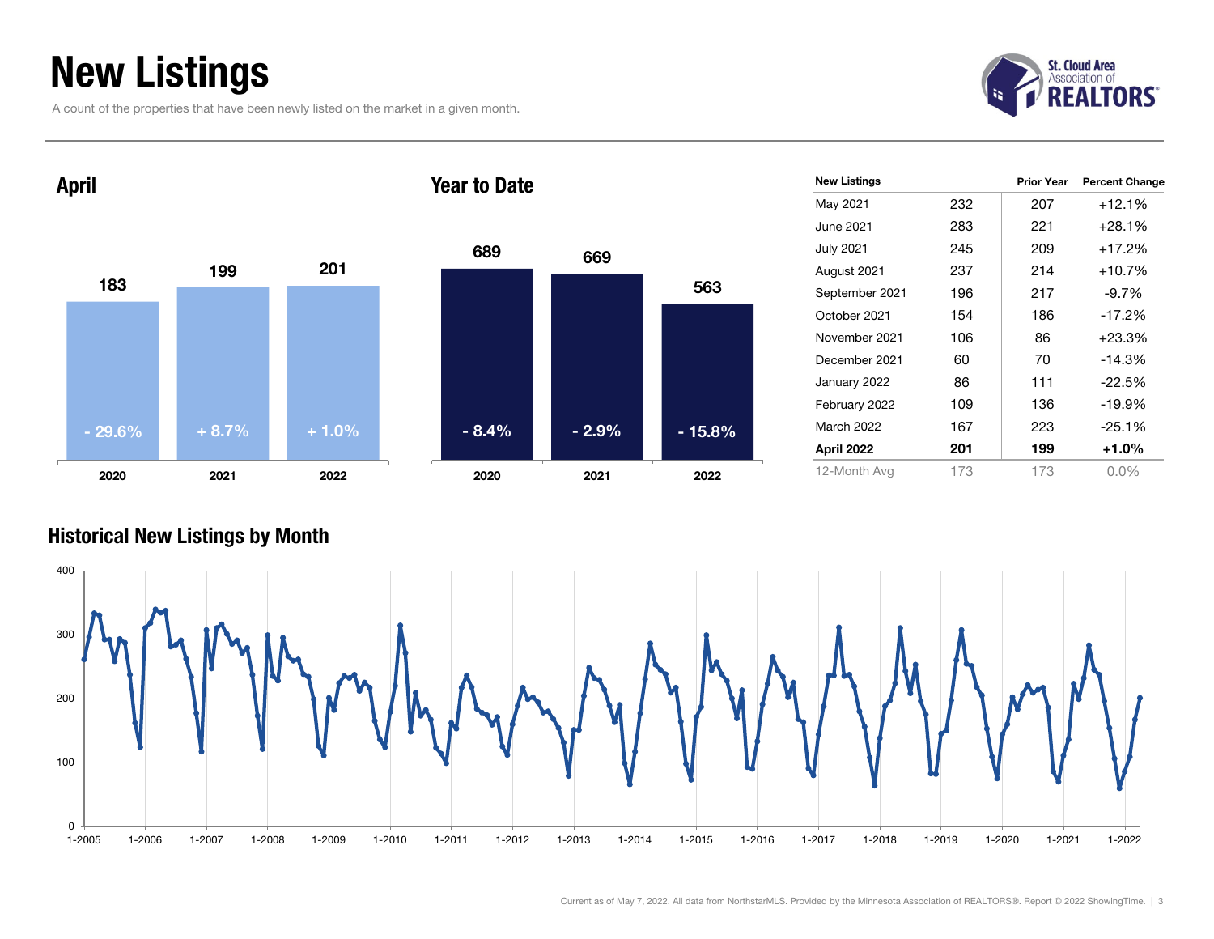# New Listings

A count of the properties that have been newly listed on the market in a given month.

## April

| | 2020 | 2021 | 2022 |
|---|---|---|---|
| New Listings | 183 | 199 | 201 |
| Change | - 29.6% | + 8.7% | + 1.0% |

## Year to Date

| | 2020 | 2021 | 2022 |
|---|---|---|---|
| New Listings | 689 | 669 | 563 |
| Change | - 8.4% | - 2.9% | - 15.8% |

| New Listings | | Prior Year | Percent Change |
|---|---|---|---|
| May 2021 | 232 | 207 | +12.1% |
| June 2021 | 283 | 221 | +28.1% |
| July 2021 | 245 | 209 | +17.2% |
| August 2021 | 237 | 214 | +10.7% |
| September 2021 | 196 | 217 | -9.7% |
| October 2021 | 154 | 186 | -17.2% |
| November 2021 | 106 | 86 | +23.3% |
| December 2021 | 60 | 70 | -14.3% |
| January 2022 | 86 | 111 | -22.5% |
| February 2022 | 109 | 136 | -19.9% |
| March 2022 | 167 | 223 | -25.1% |
| **April 2022** | **201** | **199** | **+1.0%** |
| 12-Month Avg | 173 | 173 | 0.0% |

## Historical New Listings by Month

Current as of May 7, 2022. All data from NorthstarMLS. Provided by the Minnesota Association of REALTORS®. Report © 2022 ShowingTime.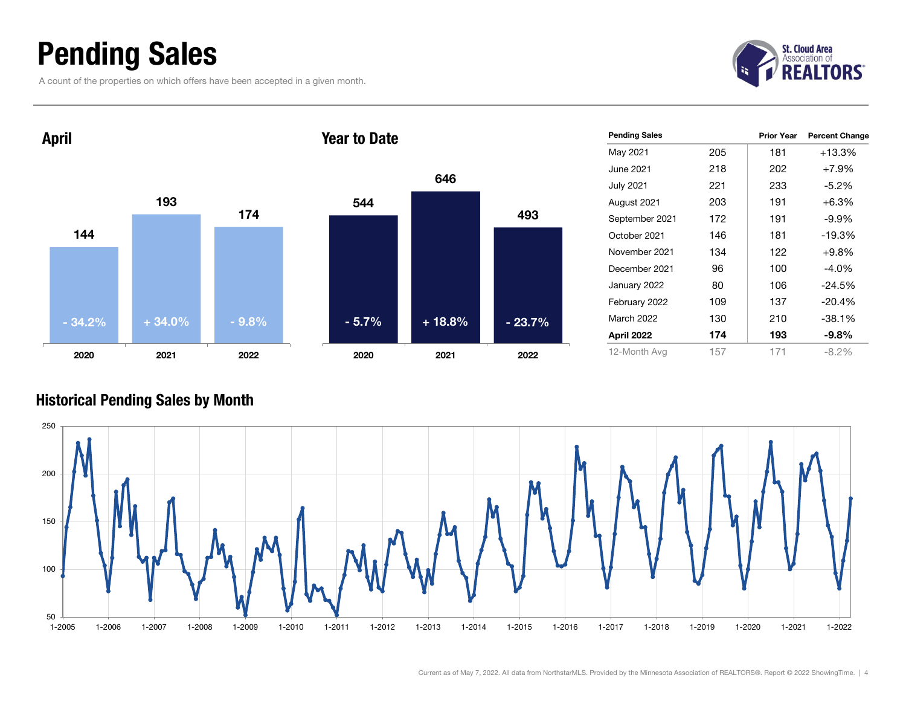# Pending Sales

A count of the properties on which offers have been accepted in a given month.

St. Cloud Area Association of REALTORS

## April

| Year | Pending Sales | Percent Change |
|---|---|---|
| 2020 | 144 | - 34.2% |
| 2021 | 193 | + 34.0% |
| 2022 | 174 | - 9.8% |

## Year to Date

| Year | Pending Sales | Percent Change |
|---|---|---|
| 2020 | 544 | - 5.7% |
| 2021 | 646 | + 18.8% |
| 2022 | 493 | - 23.7% |

| Pending Sales | | Prior Year | Percent Change |
|---|---|---|---|
| May 2021 | 205 | 181 | +13.3% |
| June 2021 | 218 | 202 | +7.9% |
| July 2021 | 221 | 233 | -5.2% |
| August 2021 | 203 | 191 | +6.3% |
| September 2021 | 172 | 191 | -9.9% |
| October 2021 | 146 | 181 | -19.3% |
| November 2021 | 134 | 122 | +9.8% |
| December 2021 | 96 | 100 | -4.0% |
| January 2022 | 80 | 106 | -24.5% |
| February 2022 | 109 | 137 | -20.4% |
| March 2022 | 130 | 210 | -38.1% |
| **April 2022** | **174** | **193** | **-9.8%** |
| 12-Month Avg | 157 | 171 | -8.2% |

## Historical Pending Sales by Month

Current as of May 7, 2022. All data from NorthstarMLS. Provided by the Minnesota Association of REALTORS®. Report © 2022 ShowingTime.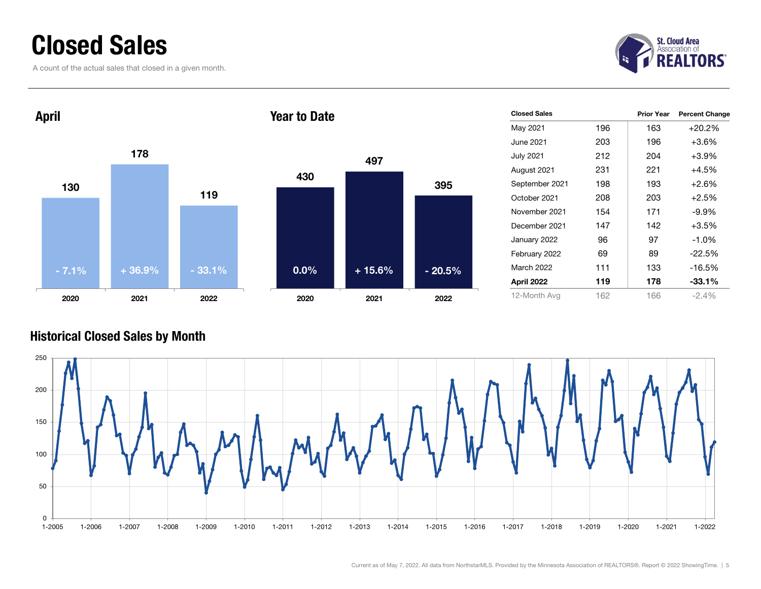# Closed Sales

A count of the actual sales that closed in a given month.

## April

| | 2020 | 2021 | 2022 |
|---|---|---|---|
| Closed Sales | 130 | 178 | 119 |
| Percent Change | - 7.1% | + 36.9% | - 33.1% |

## Year to Date

| | 2020 | 2021 | 2022 |
|---|---|---|---|
| Closed Sales | 430 | 497 | 395 |
| Percent Change | 0.0% | + 15.6% | - 20.5% |

| Closed Sales | | Prior Year | Percent Change |
|---|---|---|---|
| May 2021 | 196 | 163 | +20.2% |
| June 2021 | 203 | 196 | +3.6% |
| July 2021 | 212 | 204 | +3.9% |
| August 2021 | 231 | 221 | +4.5% |
| September 2021 | 198 | 193 | +2.6% |
| October 2021 | 208 | 203 | +2.5% |
| November 2021 | 154 | 171 | -9.9% |
| December 2021 | 147 | 142 | +3.5% |
| January 2022 | 96 | 97 | -1.0% |
| February 2022 | 69 | 89 | -22.5% |
| March 2022 | 111 | 133 | -16.5% |
| **April 2022** | **119** | **178** | **-33.1%** |
| 12-Month Avg | 162 | 166 | -2.4% |

## Historical Closed Sales by Month

Current as of May 7, 2022. All data from NorthstarMLS. Provided by the Minnesota Association of REALTORS®. Report © 2022 ShowingTime.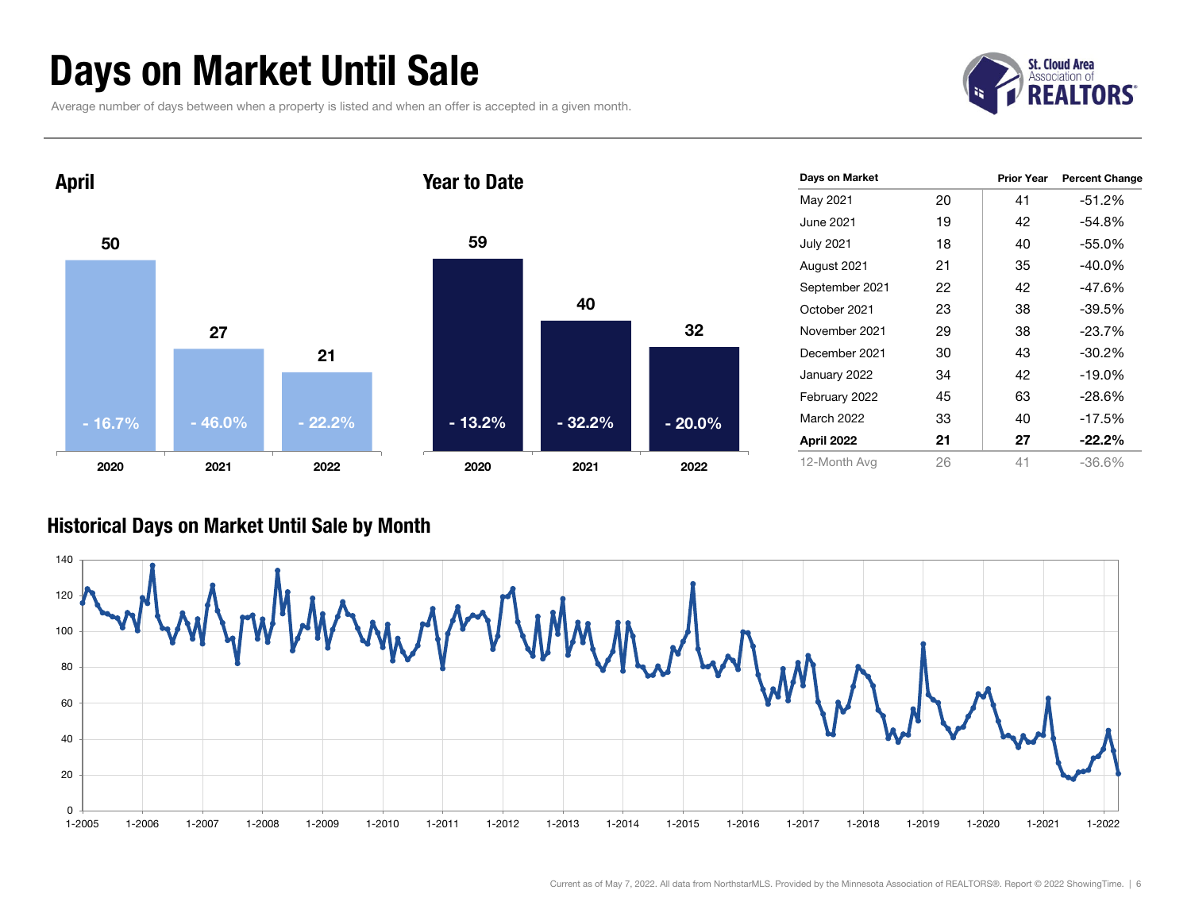# Days on Market Until Sale

Average number of days between when a property is listed and when an offer is accepted in a given month.

## April

| Year | Days | Percent Change |
|---|---|---|
| 2020 | 50 | - 16.7% |
| 2021 | 27 | - 46.0% |
| 2022 | 21 | - 22.2% |

## Year to Date

| Year | Days | Percent Change |
|---|---|---|
| 2020 | 59 | - 13.2% |
| 2021 | 40 | - 32.2% |
| 2022 | 32 | - 20.0% |

| Days on Market | | Prior Year | Percent Change |
|---|---|---|---|
| May 2021 | 20 | 41 | -51.2% |
| June 2021 | 19 | 42 | -54.8% |
| July 2021 | 18 | 40 | -55.0% |
| August 2021 | 21 | 35 | -40.0% |
| September 2021 | 22 | 42 | -47.6% |
| October 2021 | 23 | 38 | -39.5% |
| November 2021 | 29 | 38 | -23.7% |
| December 2021 | 30 | 43 | -30.2% |
| January 2022 | 34 | 42 | -19.0% |
| February 2022 | 45 | 63 | -28.6% |
| March 2022 | 33 | 40 | -17.5% |
| **April 2022** | **21** | **27** | **-22.2%** |
| 12-Month Avg | 26 | 41 | -36.6% |

## Historical Days on Market Until Sale by Month

Current as of May 7, 2022. All data from NorthstarMLS. Provided by the Minnesota Association of REALTORS®. Report © 2022 ShowingTime.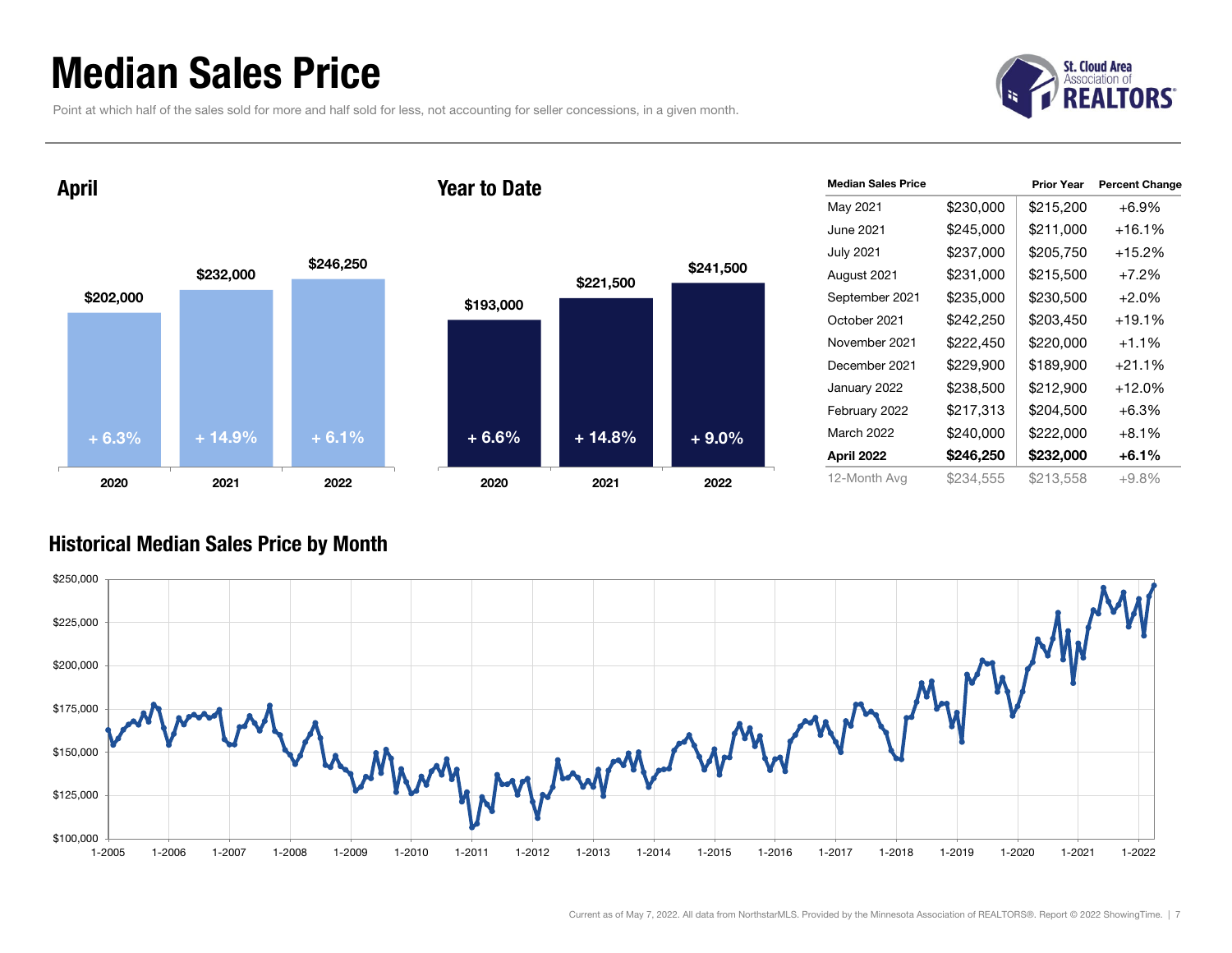# Median Sales Price

Point at which half of the sales sold for more and half sold for less, not accounting for seller concessions, in a given month.

St. Cloud Area Association of REALTORS®

## April

| Year | Median Sales Price | Change |
|---|---|---|
| 2020 | $202,000 | + 6.3% |
| 2021 | $232,000 | + 14.9% |
| 2022 | $246,250 | + 6.1% |

## Year to Date

| Year | Median Sales Price | Change |
|---|---|---|
| 2020 | $193,000 | + 6.6% |
| 2021 | $221,500 | + 14.8% |
| 2022 | $241,500 | + 9.0% |

| Median Sales Price | | Prior Year | Percent Change |
|---|---|---|---|
| May 2021 | $230,000 | $215,200 | +6.9% |
| June 2021 | $245,000 | $211,000 | +16.1% |
| July 2021 | $237,000 | $205,750 | +15.2% |
| August 2021 | $231,000 | $215,500 | +7.2% |
| September 2021 | $235,000 | $230,500 | +2.0% |
| October 2021 | $242,250 | $203,450 | +19.1% |
| November 2021 | $222,450 | $220,000 | +1.1% |
| December 2021 | $229,900 | $189,900 | +21.1% |
| January 2022 | $238,500 | $212,900 | +12.0% |
| February 2022 | $217,313 | $204,500 | +6.3% |
| March 2022 | $240,000 | $222,000 | +8.1% |
| **April 2022** | **$246,250** | **$232,000** | **+6.1%** |
| 12-Month Avg | $234,555 | $213,558 | +9.8% |

## Historical Median Sales Price by Month

Current as of May 7, 2022. All data from NorthstarMLS. Provided by the Minnesota Association of REALTORS®. Report © 2022 ShowingTime.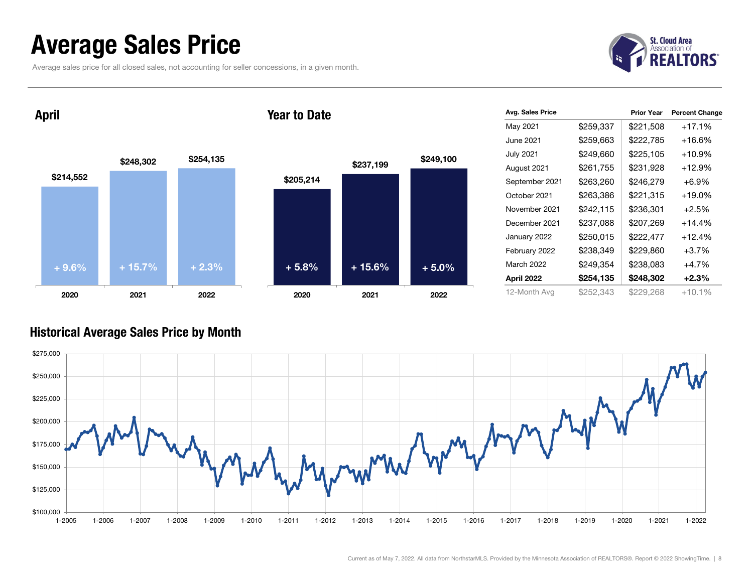# Average Sales Price

Average sales price for all closed sales, not accounting for seller concessions, in a given month.

St. Cloud Area Association of REALTORS®

## April

| Year | Average Sales Price | Change |
|---|---|---|
| 2020 | $214,552 | + 9.6% |
| 2021 | $248,302 | + 15.7% |
| 2022 | $254,135 | + 2.3% |

## Year to Date

| Year | Average Sales Price | Change |
|---|---|---|
| 2020 | $205,214 | + 5.8% |
| 2021 | $237,199 | + 15.6% |
| 2022 | $249,100 | + 5.0% |

| Avg. Sales Price | | Prior Year | Percent Change |
|---|---|---|---|
| May 2021 | $259,337 | $221,508 | +17.1% |
| June 2021 | $259,663 | $222,785 | +16.6% |
| July 2021 | $249,660 | $225,105 | +10.9% |
| August 2021 | $261,755 | $231,928 | +12.9% |
| September 2021 | $263,260 | $246,279 | +6.9% |
| October 2021 | $263,386 | $221,315 | +19.0% |
| November 2021 | $242,115 | $236,301 | +2.5% |
| December 2021 | $237,088 | $207,269 | +14.4% |
| January 2022 | $250,015 | $222,477 | +12.4% |
| February 2022 | $238,349 | $229,860 | +3.7% |
| March 2022 | $249,354 | $238,083 | +4.7% |
| **April 2022** | **$254,135** | **$248,302** | **+2.3%** |
| 12-Month Avg | $252,343 | $229,268 | +10.1% |

## Historical Average Sales Price by Month

Current as of May 7, 2022. All data from NorthstarMLS. Provided by the Minnesota Association of REALTORS®. Report © 2022 ShowingTime.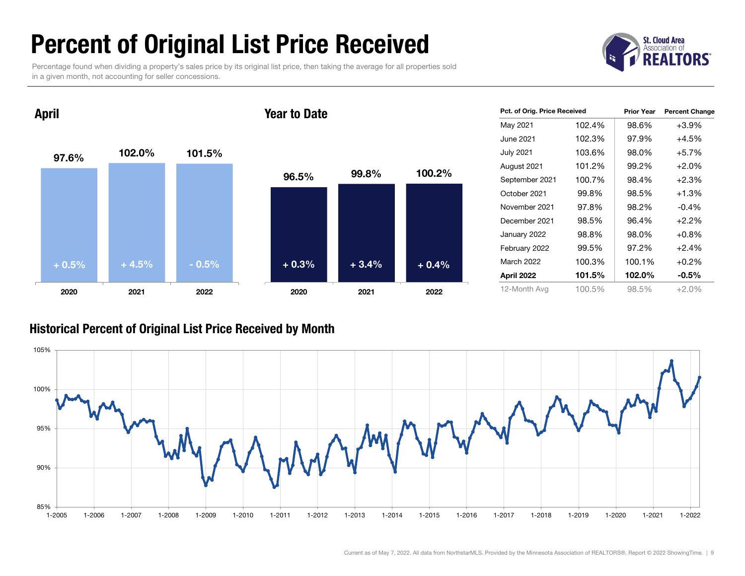# Percent of Original List Price Received

Percentage found when dividing a property's sales price by its original list price, then taking the average for all properties sold in a given month, not accounting for seller concessions.

## April

| | 2020 | 2021 | 2022 |
|---|---|---|---|
| Pct. of Orig. Price Received | 97.6% | 102.0% | 101.5% |
| Change | + 0.5% | + 4.5% | - 0.5% |

## Year to Date

| | 2020 | 2021 | 2022 |
|---|---|---|---|
| Pct. of Orig. Price Received | 96.5% | 99.8% | 100.2% |
| Change | + 0.3% | + 3.4% | + 0.4% |

| Pct. of Orig. Price Received | | Prior Year | Percent Change |
|---|---|---|---|
| May 2021 | 102.4% | 98.6% | +3.9% |
| June 2021 | 102.3% | 97.9% | +4.5% |
| July 2021 | 103.6% | 98.0% | +5.7% |
| August 2021 | 101.2% | 99.2% | +2.0% |
| September 2021 | 100.7% | 98.4% | +2.3% |
| October 2021 | 99.8% | 98.5% | +1.3% |
| November 2021 | 97.8% | 98.2% | -0.4% |
| December 2021 | 98.5% | 96.4% | +2.2% |
| January 2022 | 98.8% | 98.0% | +0.8% |
| February 2022 | 99.5% | 97.2% | +2.4% |
| March 2022 | 100.3% | 100.1% | +0.2% |
| **April 2022** | **101.5%** | **102.0%** | **-0.5%** |
| 12-Month Avg | 100.5% | 98.5% | +2.0% |

## Historical Percent of Original List Price Received by Month

Current as of May 7, 2022. All data from NorthstarMLS. Provided by the Minnesota Association of REALTORS®. Report © 2022 ShowingTime.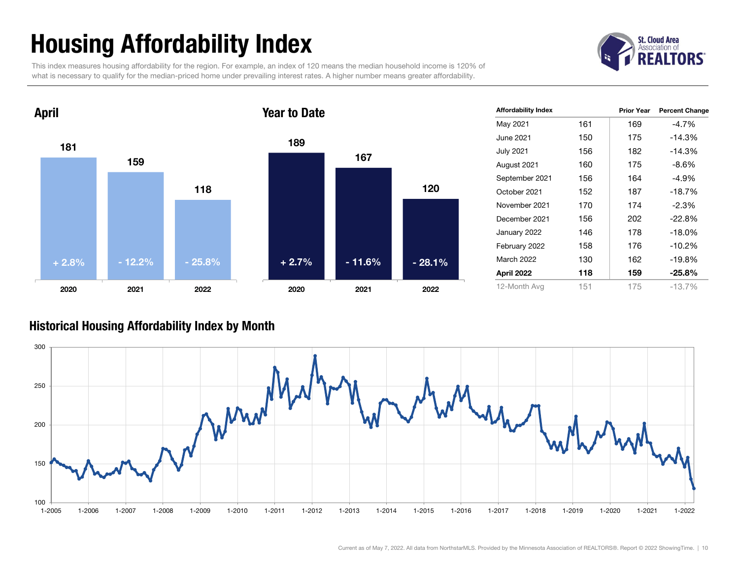# Housing Affordability Index

This index measures housing affordability for the region. For example, an index of 120 means the median household income is 120% of what is necessary to qualify for the median-priced home under prevailing interest rates. A higher number means greater affordability.

St. Cloud Area Association of REALTORS®

## April

| Year | Index | Change |
|---|---|---|
| 2020 | 181 | + 2.8% |
| 2021 | 159 | - 12.2% |
| 2022 | 118 | - 25.8% |

## Year to Date

| Year | Index | Change |
|---|---|---|
| 2020 | 189 | + 2.7% |
| 2021 | 167 | - 11.6% |
| 2022 | 120 | - 28.1% |

| Affordability Index | | Prior Year | Percent Change |
|---|---|---|---|
| May 2021 | 161 | 169 | -4.7% |
| June 2021 | 150 | 175 | -14.3% |
| July 2021 | 156 | 182 | -14.3% |
| August 2021 | 160 | 175 | -8.6% |
| September 2021 | 156 | 164 | -4.9% |
| October 2021 | 152 | 187 | -18.7% |
| November 2021 | 170 | 174 | -2.3% |
| December 2021 | 156 | 202 | -22.8% |
| January 2022 | 146 | 178 | -18.0% |
| February 2022 | 158 | 176 | -10.2% |
| March 2022 | 130 | 162 | -19.8% |
| **April 2022** | **118** | **159** | **-25.8%** |
| 12-Month Avg | 151 | 175 | -13.7% |

## Historical Housing Affordability Index by Month

Current as of May 7, 2022. All data from NorthstarMLS. Provided by the Minnesota Association of REALTORS®. Report © 2022 ShowingTime.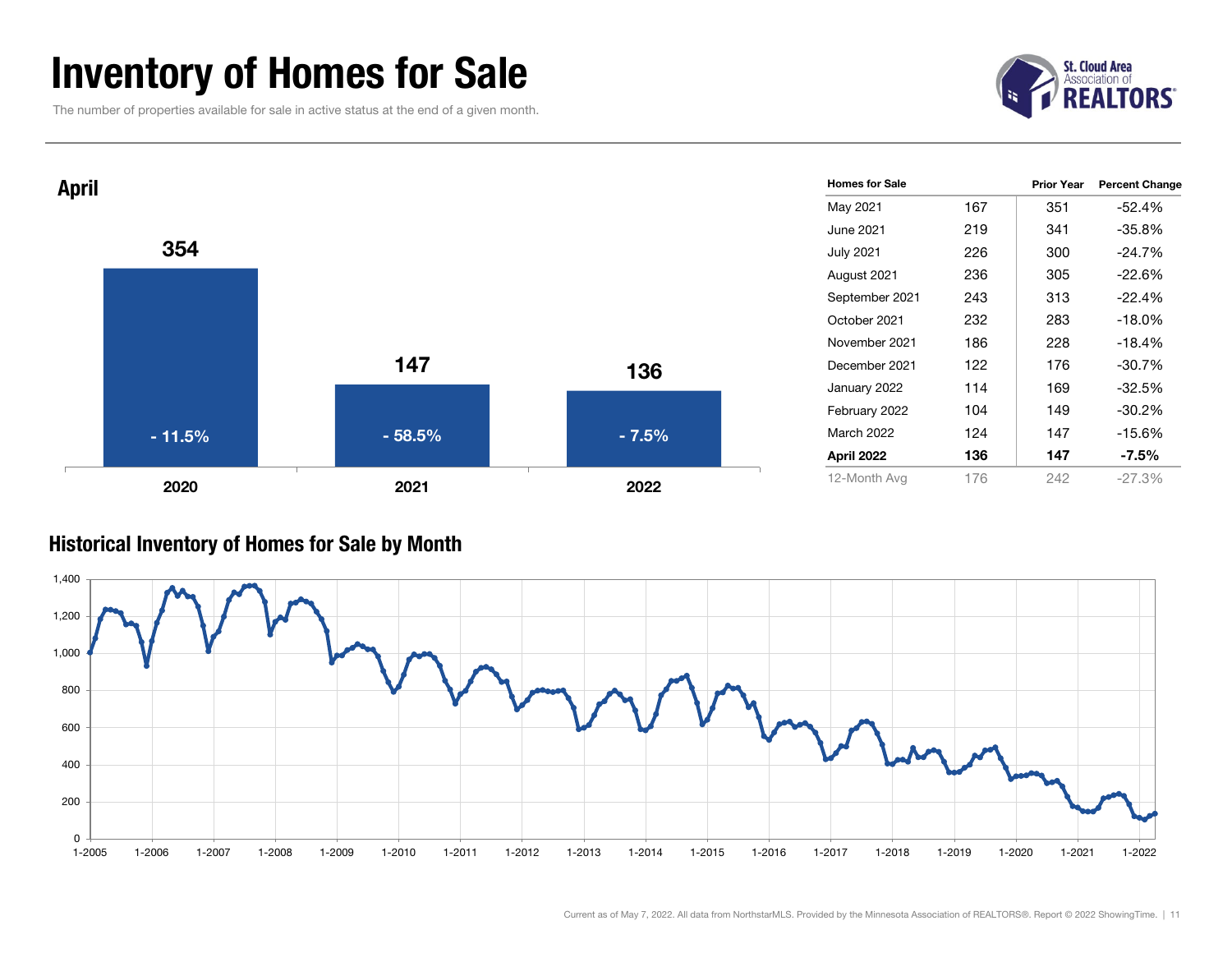# Inventory of Homes for Sale

The number of properties available for sale in active status at the end of a given month.

St. Cloud Area Association of REALTORS®

## April

| Year | Homes for Sale | Change |
| --- | --- | --- |
| 2020 | 354 | - 11.5% |
| 2021 | 147 | - 58.5% |
| 2022 | 136 | - 7.5% |

| Homes for Sale | | Prior Year | Percent Change |
| --- | --- | --- | --- |
| May 2021 | 167 | 351 | -52.4% |
| June 2021 | 219 | 341 | -35.8% |
| July 2021 | 226 | 300 | -24.7% |
| August 2021 | 236 | 305 | -22.6% |
| September 2021 | 243 | 313 | -22.4% |
| October 2021 | 232 | 283 | -18.0% |
| November 2021 | 186 | 228 | -18.4% |
| December 2021 | 122 | 176 | -30.7% |
| January 2022 | 114 | 169 | -32.5% |
| February 2022 | 104 | 149 | -30.2% |
| March 2022 | 124 | 147 | -15.6% |
| **April 2022** | **136** | **147** | **-7.5%** |
| 12-Month Avg | 176 | 242 | -27.3% |

## Historical Inventory of Homes for Sale by Month

Current as of May 7, 2022. All data from NorthstarMLS. Provided by the Minnesota Association of REALTORS®. Report © 2022 ShowingTime.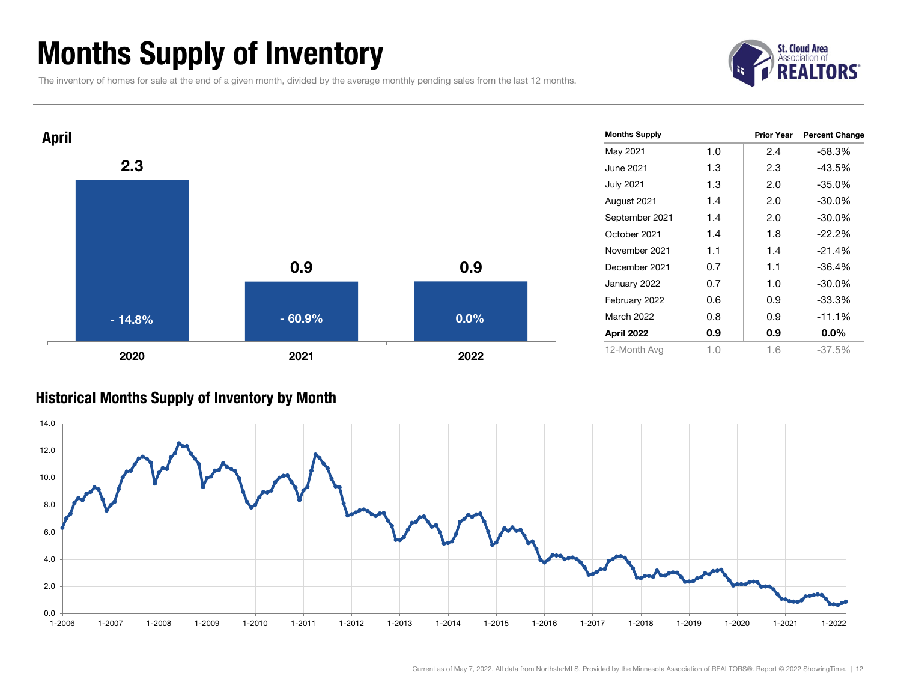# Months Supply of Inventory

The inventory of homes for sale at the end of a given month, divided by the average monthly pending sales from the last 12 months.

## April

| Year | Months Supply | Percent Change |
| --- | --- | --- |
| 2020 | 2.3 | - 14.8% |
| 2021 | 0.9 | - 60.9% |
| 2022 | 0.9 | 0.0% |

| Months Supply | | Prior Year | Percent Change |
| --- | --- | --- | --- |
| May 2021 | 1.0 | 2.4 | -58.3% |
| June 2021 | 1.3 | 2.3 | -43.5% |
| July 2021 | 1.3 | 2.0 | -35.0% |
| August 2021 | 1.4 | 2.0 | -30.0% |
| September 2021 | 1.4 | 2.0 | -30.0% |
| October 2021 | 1.4 | 1.8 | -22.2% |
| November 2021 | 1.1 | 1.4 | -21.4% |
| December 2021 | 0.7 | 1.1 | -36.4% |
| January 2022 | 0.7 | 1.0 | -30.0% |
| February 2022 | 0.6 | 0.9 | -33.3% |
| March 2022 | 0.8 | 0.9 | -11.1% |
| **April 2022** | **0.9** | **0.9** | **0.0%** |
| 12-Month Avg | 1.0 | 1.6 | -37.5% |

## Historical Months Supply of Inventory by Month

Current as of May 7, 2022. All data from NorthstarMLS. Provided by the Minnesota Association of REALTORS®. Report © 2022 ShowingTime.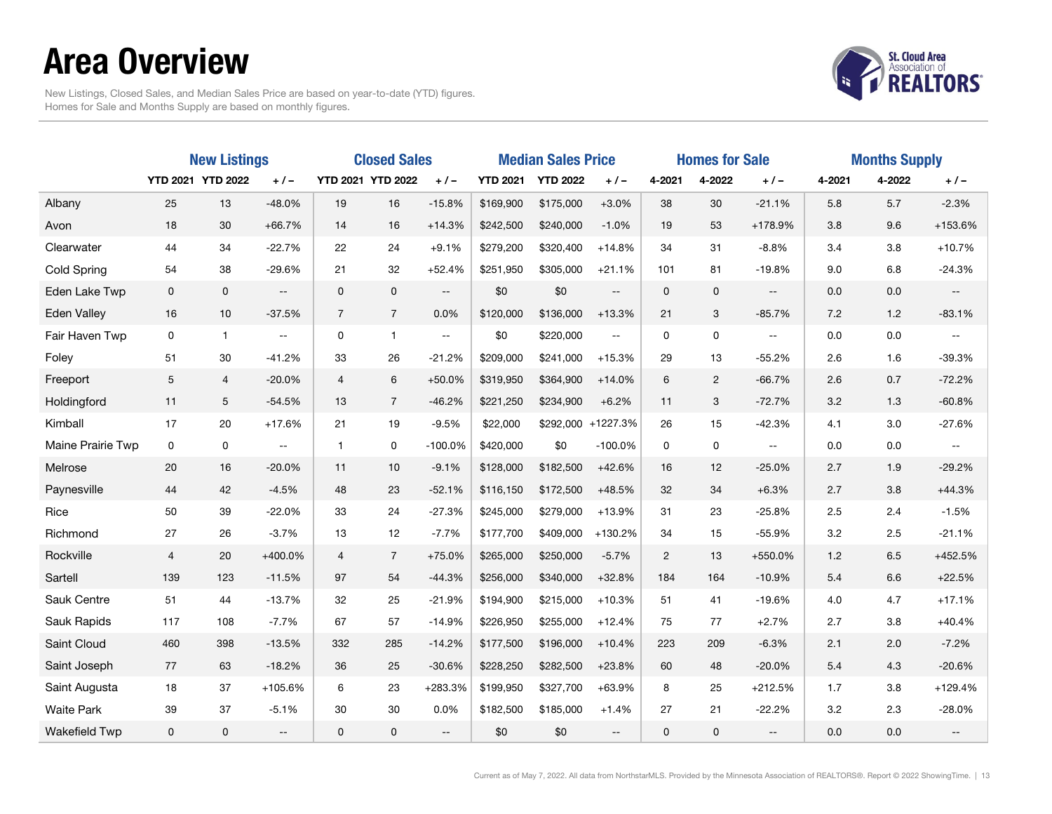# Area Overview

New Listings, Closed Sales, and Median Sales Price are based on year-to-date (YTD) figures.
Homes for Sale and Months Supply are based on monthly figures.

| | New Listings | | | Closed Sales | | | Median Sales Price | | | Homes for Sale | | | Months Supply | | |
|---|---|---|---|---|---|---|---|---|---|---|---|---|---|---|---|
| | YTD 2021 | YTD 2022 | + / – | YTD 2021 | YTD 2022 | + / – | YTD 2021 | YTD 2022 | + / – | 4-2021 | 4-2022 | + / – | 4-2021 | 4-2022 | + / – |
| Albany | 25 | 13 | -48.0% | 19 | 16 | -15.8% | $169,900 | $175,000 | +3.0% | 38 | 30 | -21.1% | 5.8 | 5.7 | -2.3% |
| Avon | 18 | 30 | +66.7% | 14 | 16 | +14.3% | $242,500 | $240,000 | -1.0% | 19 | 53 | +178.9% | 3.8 | 9.6 | +153.6% |
| Clearwater | 44 | 34 | -22.7% | 22 | 24 | +9.1% | $279,200 | $320,400 | +14.8% | 34 | 31 | -8.8% | 3.4 | 3.8 | +10.7% |
| Cold Spring | 54 | 38 | -29.6% | 21 | 32 | +52.4% | $251,950 | $305,000 | +21.1% | 101 | 81 | -19.8% | 9.0 | 6.8 | -24.3% |
| Eden Lake Twp | 0 | 0 | -- | 0 | 0 | -- | $0 | $0 | -- | 0 | 0 | -- | 0.0 | 0.0 | -- |
| Eden Valley | 16 | 10 | -37.5% | 7 | 7 | 0.0% | $120,000 | $136,000 | +13.3% | 21 | 3 | -85.7% | 7.2 | 1.2 | -83.1% |
| Fair Haven Twp | 0 | 1 | -- | 0 | 1 | -- | $0 | $220,000 | -- | 0 | 0 | -- | 0.0 | 0.0 | -- |
| Foley | 51 | 30 | -41.2% | 33 | 26 | -21.2% | $209,000 | $241,000 | +15.3% | 29 | 13 | -55.2% | 2.6 | 1.6 | -39.3% |
| Freeport | 5 | 4 | -20.0% | 4 | 6 | +50.0% | $319,950 | $364,900 | +14.0% | 6 | 2 | -66.7% | 2.6 | 0.7 | -72.2% |
| Holdingford | 11 | 5 | -54.5% | 13 | 7 | -46.2% | $221,250 | $234,900 | +6.2% | 11 | 3 | -72.7% | 3.2 | 1.3 | -60.8% |
| Kimball | 17 | 20 | +17.6% | 21 | 19 | -9.5% | $22,000 | $292,000 | +1227.3% | 26 | 15 | -42.3% | 4.1 | 3.0 | -27.6% |
| Maine Prairie Twp | 0 | 0 | -- | 1 | 0 | -100.0% | $420,000 | $0 | -100.0% | 0 | 0 | -- | 0.0 | 0.0 | -- |
| Melrose | 20 | 16 | -20.0% | 11 | 10 | -9.1% | $128,000 | $182,500 | +42.6% | 16 | 12 | -25.0% | 2.7 | 1.9 | -29.2% |
| Paynesville | 44 | 42 | -4.5% | 48 | 23 | -52.1% | $116,150 | $172,500 | +48.5% | 32 | 34 | +6.3% | 2.7 | 3.8 | +44.3% |
| Rice | 50 | 39 | -22.0% | 33 | 24 | -27.3% | $245,000 | $279,000 | +13.9% | 31 | 23 | -25.8% | 2.5 | 2.4 | -1.5% |
| Richmond | 27 | 26 | -3.7% | 13 | 12 | -7.7% | $177,700 | $409,000 | +130.2% | 34 | 15 | -55.9% | 3.2 | 2.5 | -21.1% |
| Rockville | 4 | 20 | +400.0% | 4 | 7 | +75.0% | $265,000 | $250,000 | -5.7% | 2 | 13 | +550.0% | 1.2 | 6.5 | +452.5% |
| Sartell | 139 | 123 | -11.5% | 97 | 54 | -44.3% | $256,000 | $340,000 | +32.8% | 184 | 164 | -10.9% | 5.4 | 6.6 | +22.5% |
| Sauk Centre | 51 | 44 | -13.7% | 32 | 25 | -21.9% | $194,900 | $215,000 | +10.3% | 51 | 41 | -19.6% | 4.0 | 4.7 | +17.1% |
| Sauk Rapids | 117 | 108 | -7.7% | 67 | 57 | -14.9% | $226,950 | $255,000 | +12.4% | 75 | 77 | +2.7% | 2.7 | 3.8 | +40.4% |
| Saint Cloud | 460 | 398 | -13.5% | 332 | 285 | -14.2% | $177,500 | $196,000 | +10.4% | 223 | 209 | -6.3% | 2.1 | 2.0 | -7.2% |
| Saint Joseph | 77 | 63 | -18.2% | 36 | 25 | -30.6% | $228,250 | $282,500 | +23.8% | 60 | 48 | -20.0% | 5.4 | 4.3 | -20.6% |
| Saint Augusta | 18 | 37 | +105.6% | 6 | 23 | +283.3% | $199,950 | $327,700 | +63.9% | 8 | 25 | +212.5% | 1.7 | 3.8 | +129.4% |
| Waite Park | 39 | 37 | -5.1% | 30 | 30 | 0.0% | $182,500 | $185,000 | +1.4% | 27 | 21 | -22.2% | 3.2 | 2.3 | -28.0% |
| Wakefield Twp | 0 | 0 | -- | 0 | 0 | -- | $0 | $0 | -- | 0 | 0 | -- | 0.0 | 0.0 | -- |

Current as of May 7, 2022. All data from NorthstarMLS. Provided by the Minnesota Association of REALTORS®. Report © 2022 ShowingTime.